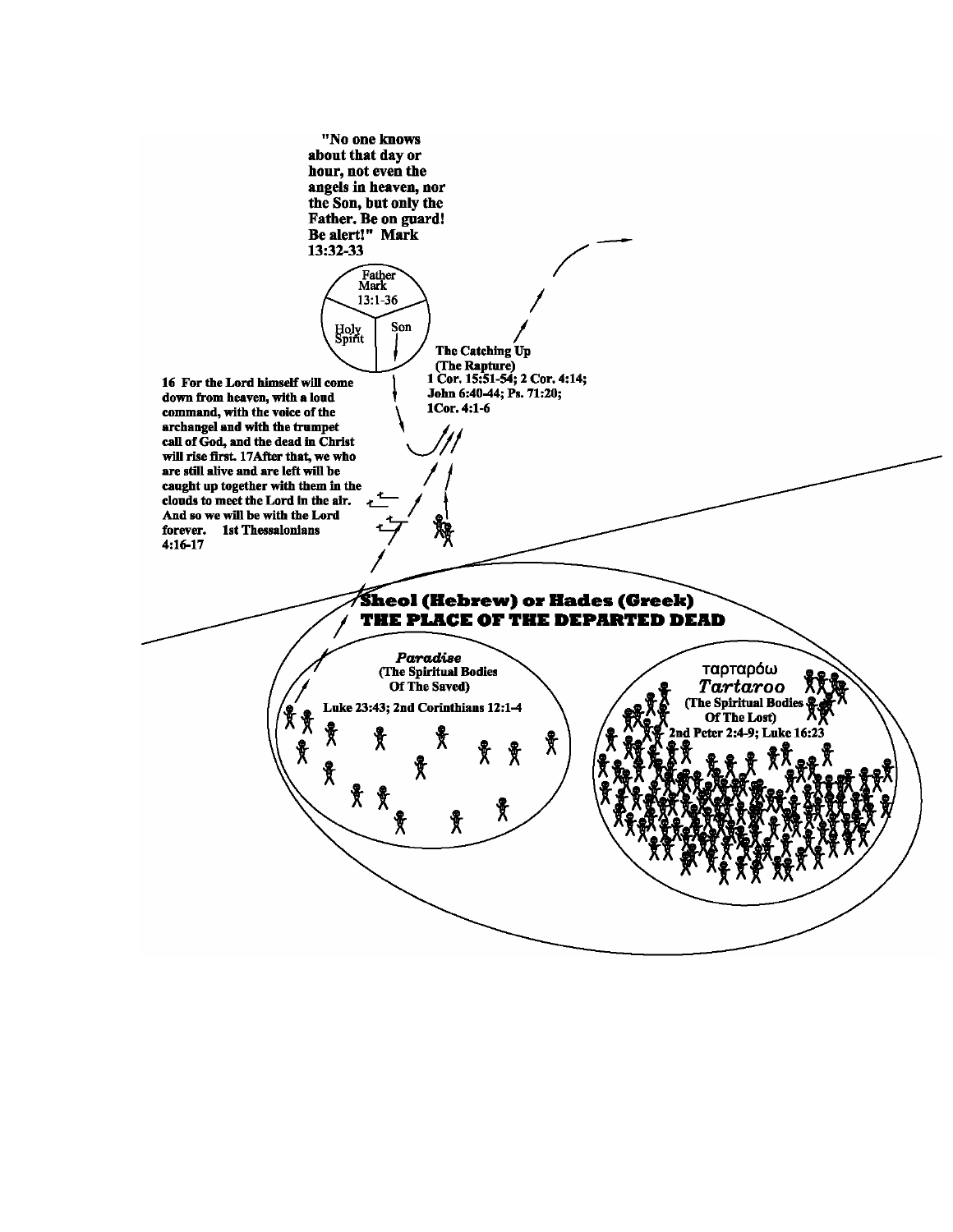"No one knows about that day or hour, not even the angels in heaven, nor the Son, but only the Father. Be on guard! Be alert!" Mark 13:32-33

Father
Mark
13:1-36

Holy Spirit

Son

The Catching Up
(The Rapture)
1 Cor. 15:51-54; 2 Cor. 4:14; John 6:40-44; Ps. 71:20; 1Cor. 4:1-6

16 For the Lord himself will come down from heaven, with a loud command, with the voice of the archangel and with the trumpet call of God, and the dead in Christ will rise first. 17After that, we who are still alive and are left will be caught up together with them in the clouds to meet the Lord in the air. And so we will be with the Lord forever. 1st Thessalonians 4:16-17

**Sheol (Hebrew) or Hades (Greek)**
**THE PLACE OF THE DEPARTED DEAD**

***Paradise***
**(The Spiritual Bodies Of The Saved)**
**Luke 23:43; 2nd Corinthians 12:1-4**

ταρταρόω
*Tartaroo*
**(The Spiritual Bodies Of The Lost)**
**2nd Peter 2:4-9; Luke 16:23**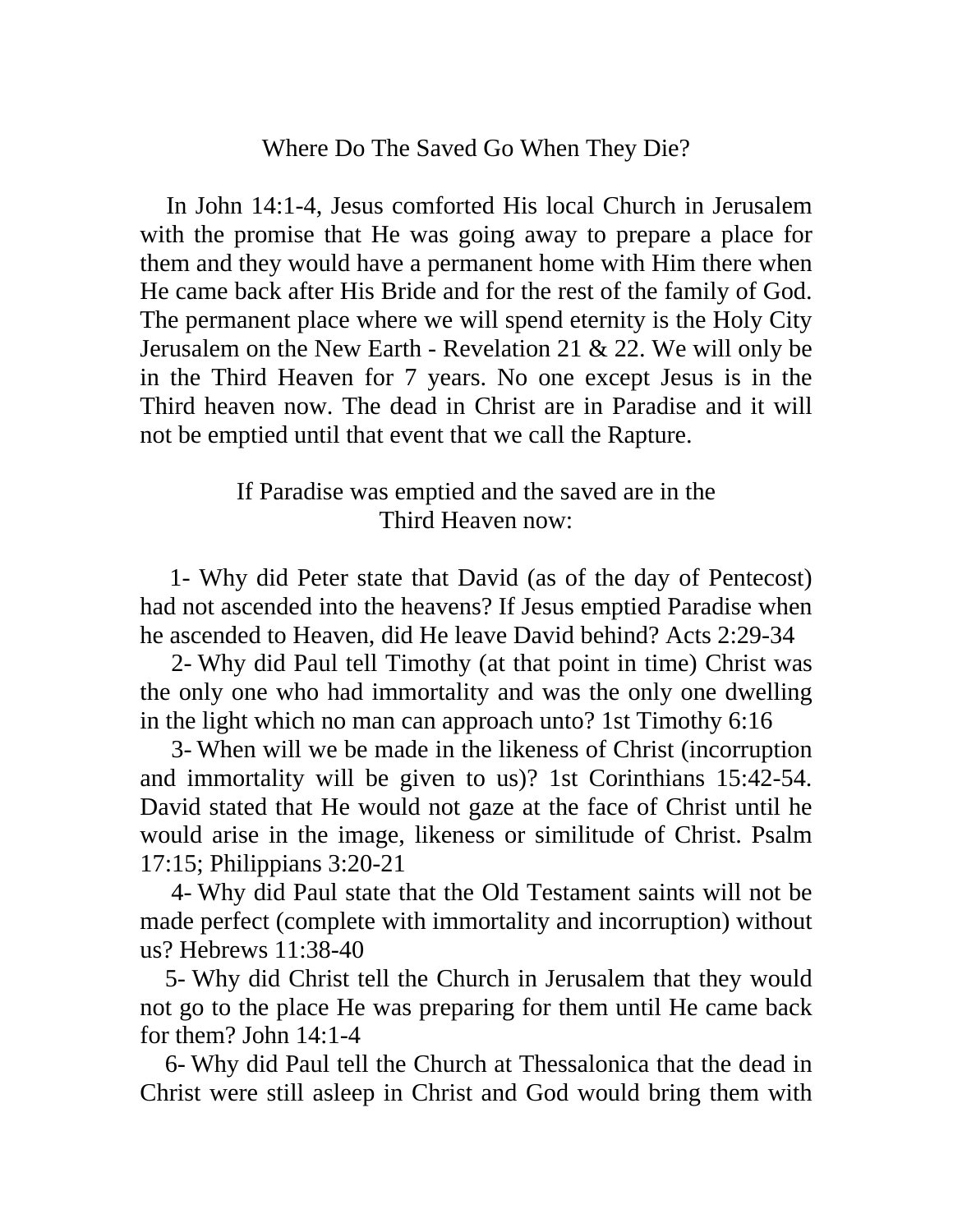# Where Do The Saved Go When They Die?

In John 14:1-4, Jesus comforted His local Church in Jerusalem with the promise that He was going away to prepare a place for them and they would have a permanent home with Him there when He came back after His Bride and for the rest of the family of God. The permanent place where we will spend eternity is the Holy City Jerusalem on the New Earth - Revelation 21 & 22. We will only be in the Third Heaven for 7 years. No one except Jesus is in the Third heaven now. The dead in Christ are in Paradise and it will not be emptied until that event that we call the Rapture.

## If Paradise was emptied and the saved are in the Third Heaven now:

1- Why did Peter state that David (as of the day of Pentecost) had not ascended into the heavens? If Jesus emptied Paradise when he ascended to Heaven, did He leave David behind? Acts 2:29-34

2- Why did Paul tell Timothy (at that point in time) Christ was the only one who had immortality and was the only one dwelling in the light which no man can approach unto? 1st Timothy 6:16

3- When will we be made in the likeness of Christ (incorruption and immortality will be given to us)? 1st Corinthians 15:42-54. David stated that He would not gaze at the face of Christ until he would arise in the image, likeness or similitude of Christ. Psalm 17:15; Philippians 3:20-21

4- Why did Paul state that the Old Testament saints will not be made perfect (complete with immortality and incorruption) without us? Hebrews 11:38-40

5- Why did Christ tell the Church in Jerusalem that they would not go to the place He was preparing for them until He came back for them? John 14:1-4

6- Why did Paul tell the Church at Thessalonica that the dead in Christ were still asleep in Christ and God would bring them with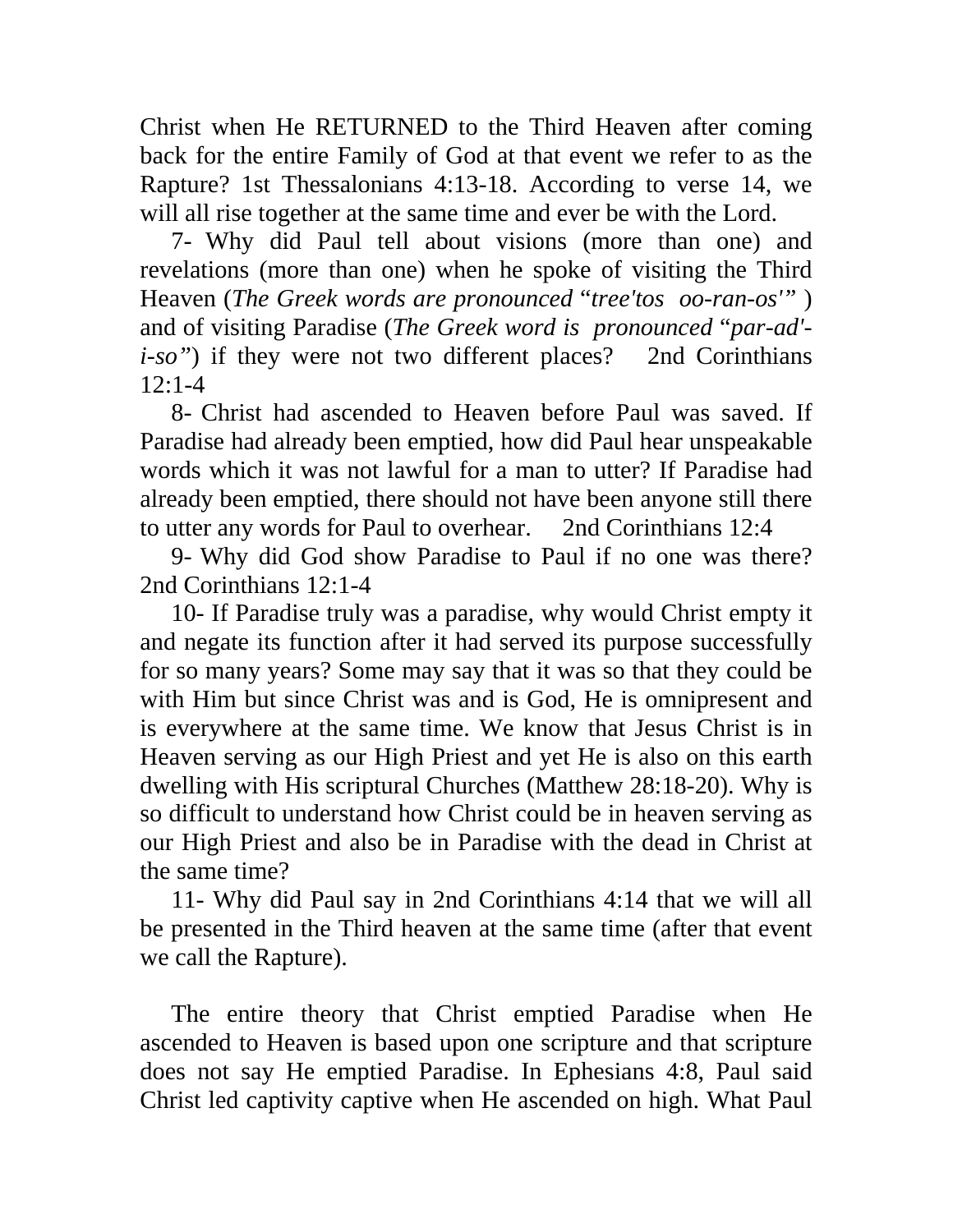Christ when He RETURNED to the Third Heaven after coming back for the entire Family of God at that event we refer to as the Rapture? 1st Thessalonians 4:13-18. According to verse 14, we will all rise together at the same time and ever be with the Lord.

7- Why did Paul tell about visions (more than one) and revelations (more than one) when he spoke of visiting the Third Heaven (*The Greek words are pronounced* "*tree'tos oo-ran-os'*" ) and of visiting Paradise (*The Greek word is pronounced* "*par-ad'-i-so*") if they were not two different places? 2nd Corinthians 12:1-4

8- Christ had ascended to Heaven before Paul was saved. If Paradise had already been emptied, how did Paul hear unspeakable words which it was not lawful for a man to utter? If Paradise had already been emptied, there should not have been anyone still there to utter any words for Paul to overhear. 2nd Corinthians 12:4

9- Why did God show Paradise to Paul if no one was there? 2nd Corinthians 12:1-4

10- If Paradise truly was a paradise, why would Christ empty it and negate its function after it had served its purpose successfully for so many years? Some may say that it was so that they could be with Him but since Christ was and is God, He is omnipresent and is everywhere at the same time. We know that Jesus Christ is in Heaven serving as our High Priest and yet He is also on this earth dwelling with His scriptural Churches (Matthew 28:18-20). Why is so difficult to understand how Christ could be in heaven serving as our High Priest and also be in Paradise with the dead in Christ at the same time?

11- Why did Paul say in 2nd Corinthians 4:14 that we will all be presented in the Third heaven at the same time (after that event we call the Rapture).

The entire theory that Christ emptied Paradise when He ascended to Heaven is based upon one scripture and that scripture does not say He emptied Paradise. In Ephesians 4:8, Paul said Christ led captivity captive when He ascended on high. What Paul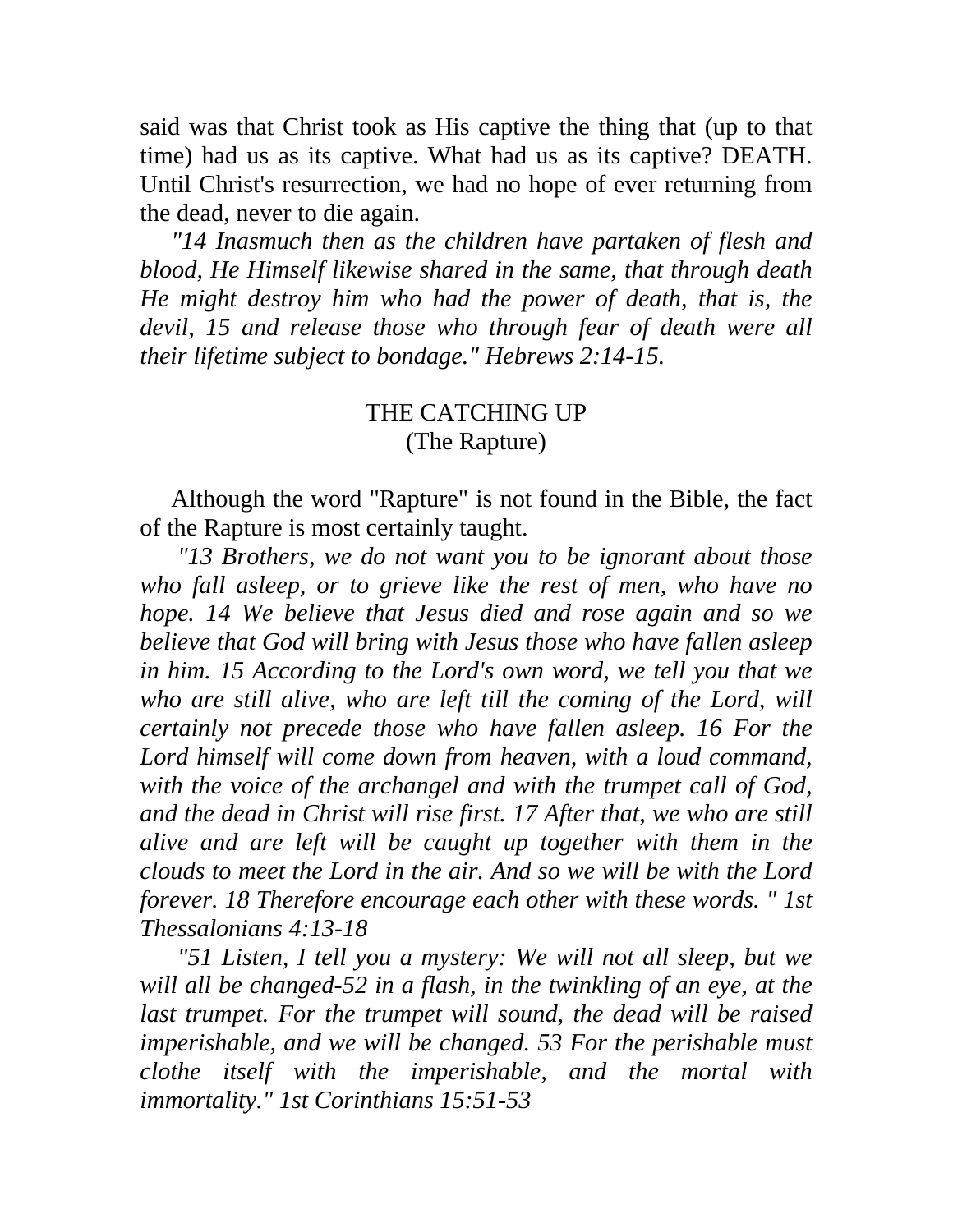said was that Christ took as His captive the thing that (up to that time) had us as its captive. What had us as its captive? DEATH. Until Christ's resurrection, we had no hope of ever returning from the dead, never to die again.

*"14 Inasmuch then as the children have partaken of flesh and blood, He Himself likewise shared in the same, that through death He might destroy him who had the power of death, that is, the devil, 15 and release those who through fear of death were all their lifetime subject to bondage." Hebrews 2:14-15.*

## THE CATCHING UP
### (The Rapture)

Although the word "Rapture" is not found in the Bible, the fact of the Rapture is most certainly taught.

*"13 Brothers, we do not want you to be ignorant about those who fall asleep, or to grieve like the rest of men, who have no hope. 14 We believe that Jesus died and rose again and so we believe that God will bring with Jesus those who have fallen asleep in him. 15 According to the Lord's own word, we tell you that we who are still alive, who are left till the coming of the Lord, will certainly not precede those who have fallen asleep. 16 For the Lord himself will come down from heaven, with a loud command, with the voice of the archangel and with the trumpet call of God, and the dead in Christ will rise first. 17 After that, we who are still alive and are left will be caught up together with them in the clouds to meet the Lord in the air. And so we will be with the Lord forever. 18 Therefore encourage each other with these words. " 1st Thessalonians 4:13-18*

*"51 Listen, I tell you a mystery: We will not all sleep, but we will all be changed-52 in a flash, in the twinkling of an eye, at the last trumpet. For the trumpet will sound, the dead will be raised imperishable, and we will be changed. 53 For the perishable must clothe itself with the imperishable, and the mortal with immortality." 1st Corinthians 15:51-53*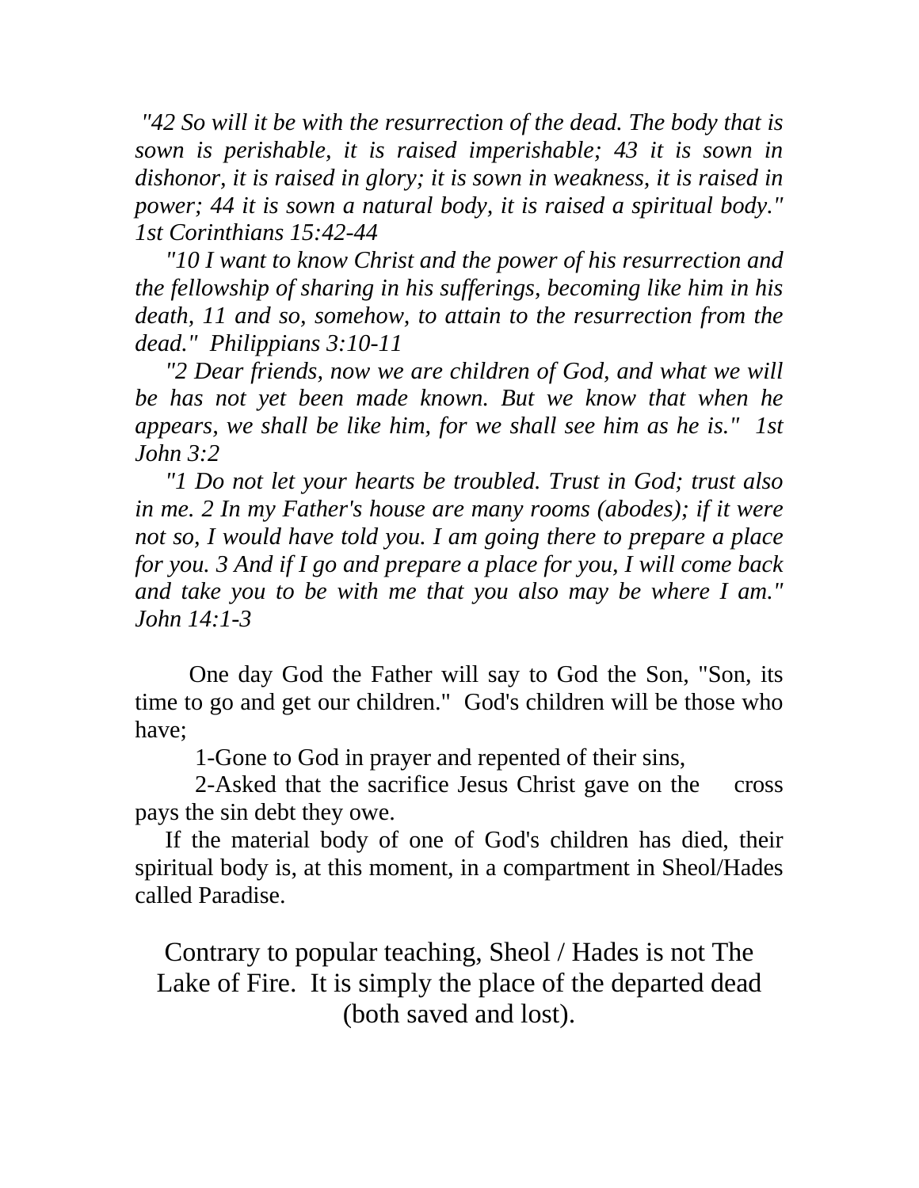*"42 So will it be with the resurrection of the dead. The body that is sown is perishable, it is raised imperishable; 43 it is sown in dishonor, it is raised in glory; it is sown in weakness, it is raised in power; 44 it is sown a natural body, it is raised a spiritual body." 1st Corinthians 15:42-44*

*"10 I want to know Christ and the power of his resurrection and the fellowship of sharing in his sufferings, becoming like him in his death, 11 and so, somehow, to attain to the resurrection from the dead." Philippians 3:10-11*

*"2 Dear friends, now we are children of God, and what we will be has not yet been made known. But we know that when he appears, we shall be like him, for we shall see him as he is." 1st John 3:2*

*"1 Do not let your hearts be troubled. Trust in God; trust also in me. 2 In my Father's house are many rooms (abodes); if it were not so, I would have told you. I am going there to prepare a place for you. 3 And if I go and prepare a place for you, I will come back and take you to be with me that you also may be where I am." John 14:1-3*

One day God the Father will say to God the Son, "Son, its time to go and get our children." God's children will be those who have;

1-Gone to God in prayer and repented of their sins,

2-Asked that the sacrifice Jesus Christ gave on the cross pays the sin debt they owe.

If the material body of one of God's children has died, their spiritual body is, at this moment, in a compartment in Sheol/Hades called Paradise.

Contrary to popular teaching, Sheol / Hades is not The Lake of Fire. It is simply the place of the departed dead (both saved and lost).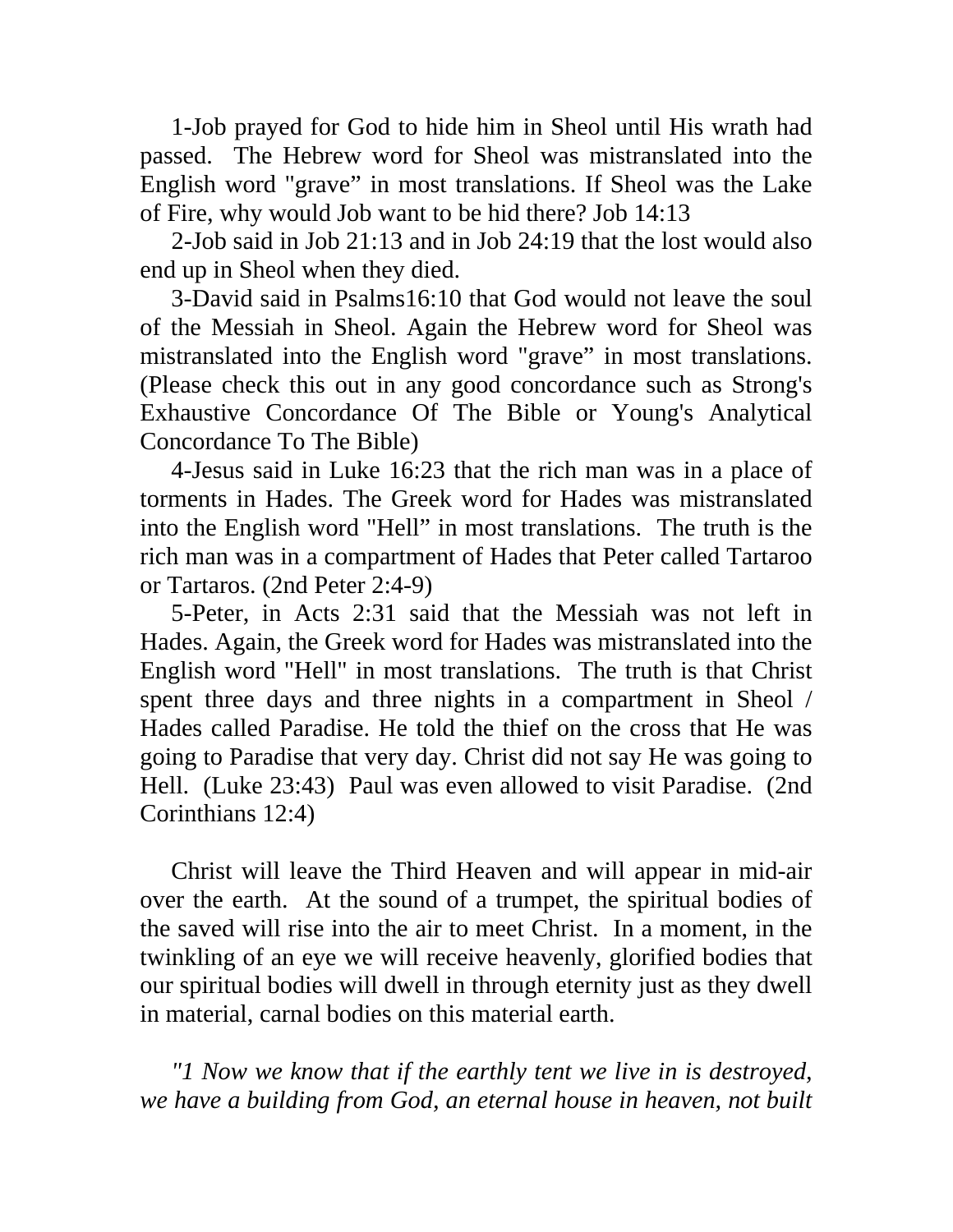1-Job prayed for God to hide him in Sheol until His wrath had passed. The Hebrew word for Sheol was mistranslated into the English word "grave" in most translations. If Sheol was the Lake of Fire, why would Job want to be hid there? Job 14:13

2-Job said in Job 21:13 and in Job 24:19 that the lost would also end up in Sheol when they died.

3-David said in Psalms16:10 that God would not leave the soul of the Messiah in Sheol. Again the Hebrew word for Sheol was mistranslated into the English word "grave" in most translations. (Please check this out in any good concordance such as Strong's Exhaustive Concordance Of The Bible or Young's Analytical Concordance To The Bible)

4-Jesus said in Luke 16:23 that the rich man was in a place of torments in Hades. The Greek word for Hades was mistranslated into the English word "Hell" in most translations. The truth is the rich man was in a compartment of Hades that Peter called Tartaroo or Tartaros. (2nd Peter 2:4-9)

5-Peter, in Acts 2:31 said that the Messiah was not left in Hades. Again, the Greek word for Hades was mistranslated into the English word "Hell" in most translations. The truth is that Christ spent three days and three nights in a compartment in Sheol / Hades called Paradise. He told the thief on the cross that He was going to Paradise that very day. Christ did not say He was going to Hell. (Luke 23:43) Paul was even allowed to visit Paradise. (2nd Corinthians 12:4)

Christ will leave the Third Heaven and will appear in mid-air over the earth. At the sound of a trumpet, the spiritual bodies of the saved will rise into the air to meet Christ. In a moment, in the twinkling of an eye we will receive heavenly, glorified bodies that our spiritual bodies will dwell in through eternity just as they dwell in material, carnal bodies on this material earth.

*"1 Now we know that if the earthly tent we live in is destroyed, we have a building from God, an eternal house in heaven, not built*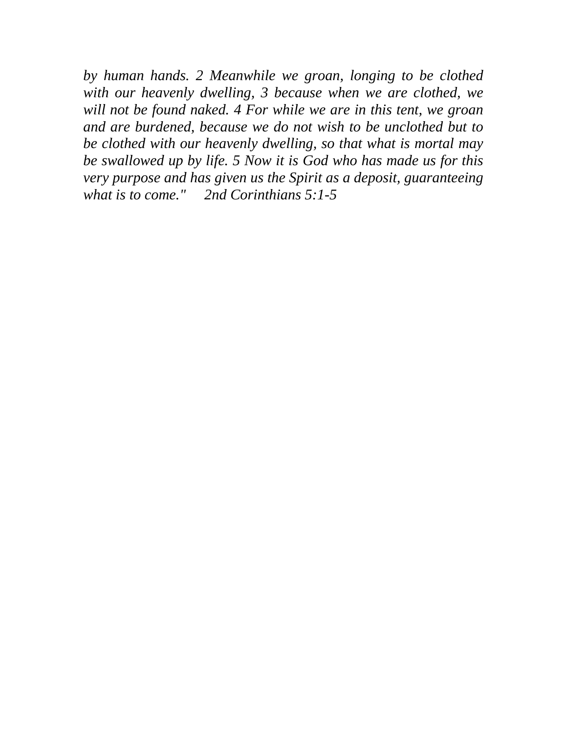*by human hands. 2 Meanwhile we groan, longing to be clothed with our heavenly dwelling, 3 because when we are clothed, we will not be found naked. 4 For while we are in this tent, we groan and are burdened, because we do not wish to be unclothed but to be clothed with our heavenly dwelling, so that what is mortal may be swallowed up by life. 5 Now it is God who has made us for this very purpose and has given us the Spirit as a deposit, guaranteeing what is to come."     2nd Corinthians 5:1-5*